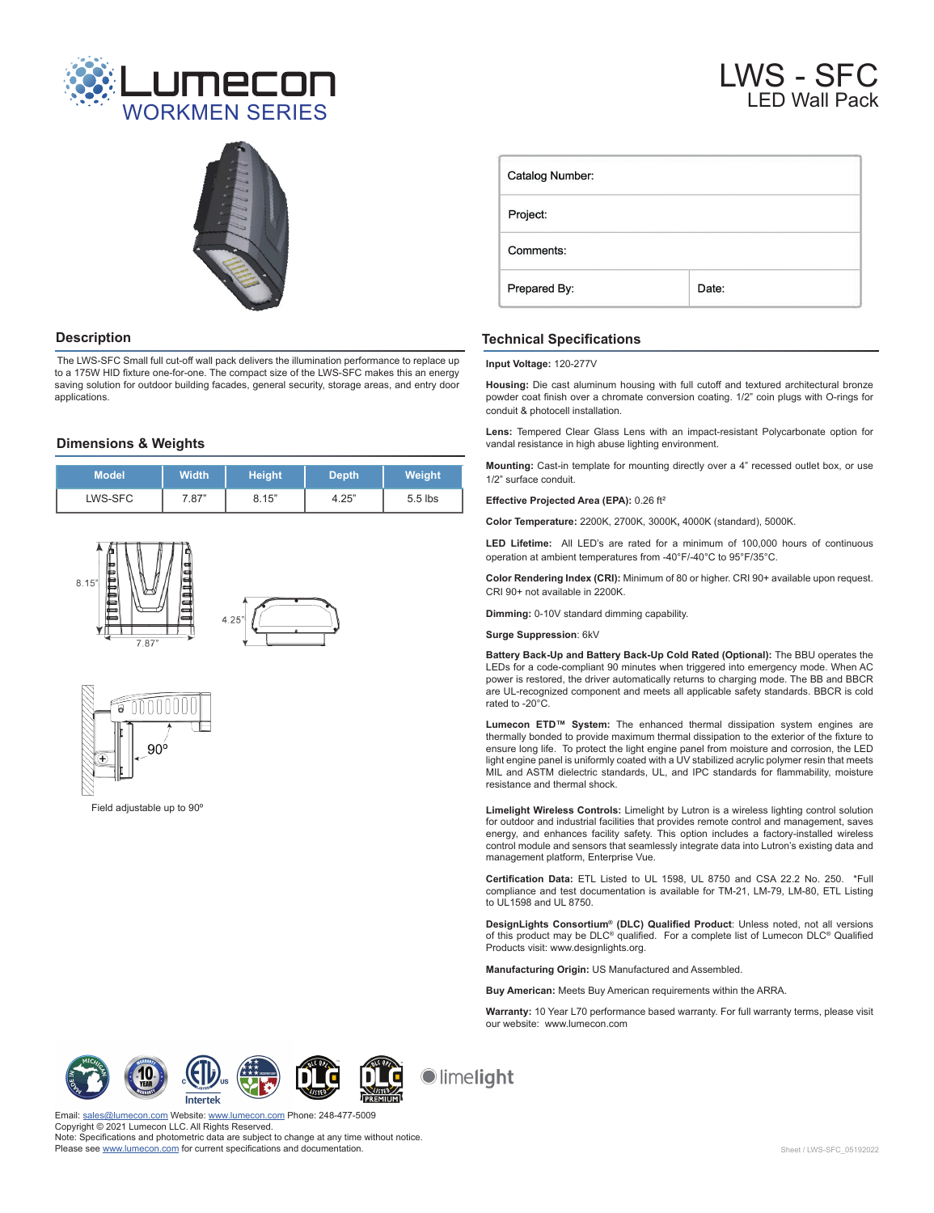# Lumecon WORKMEN SERIES

# LWS - SFC
## LED Wall Pack

| Catalog Number: | |
|---|---|
| Project: | |
| Comments: | |
| Prepared By: | Date: |

## Description

The LWS-SFC Small full cut-off wall pack delivers the illumination performance to replace up to a 175W HID fixture one-for-one. The compact size of the LWS-SFC makes this an energy saving solution for outdoor building facades, general security, storage areas, and entry door applications.

## Dimensions & Weights

| Model | Width | Height | Depth | Weight |
|---|---|---|---|---|
| LWS-SFC | 7.87" | 8.15" | 4.25" | 5.5 lbs |

8.15"

7.87"

4.25"

90º

Field adjustable up to 90º

## Technical Specifications

**Input Voltage:** 120-277V

**Housing:** Die cast aluminum housing with full cutoff and textured architectural bronze powder coat finish over a chromate conversion coating. 1/2" coin plugs with O-rings for conduit & photocell installation.

**Lens:** Tempered Clear Glass Lens with an impact-resistant Polycarbonate option for vandal resistance in high abuse lighting environment.

**Mounting:** Cast-in template for mounting directly over a 4" recessed outlet box, or use 1/2" surface conduit.

**Effective Projected Area (EPA):** 0.26 ft²

**Color Temperature:** 2200K, 2700K, 3000K**,** 4000K (standard), 5000K.

**LED Lifetime:** All LED's are rated for a minimum of 100,000 hours of continuous operation at ambient temperatures from -40°F/-40°C to 95°F/35°C.

**Color Rendering Index (CRI):** Minimum of 80 or higher. CRI 90+ available upon request. CRI 90+ not available in 2200K.

**Dimming:** 0-10V standard dimming capability.

**Surge Suppression**: 6kV

**Battery Back-Up and Battery Back-Up Cold Rated (Optional):** The BBU operates the LEDs for a code-compliant 90 minutes when triggered into emergency mode. When AC power is restored, the driver automatically returns to charging mode. The BB and BBCR are UL-recognized component and meets all applicable safety standards. BBCR is cold rated to -20°C.

**Lumecon ETD™ System:** The enhanced thermal dissipation system engines are thermally bonded to provide maximum thermal dissipation to the exterior of the fixture to ensure long life. To protect the light engine panel from moisture and corrosion, the LED light engine panel is uniformly coated with a UV stabilized acrylic polymer resin that meets MIL and ASTM dielectric standards, UL, and IPC standards for flammability, moisture resistance and thermal shock.

**Limelight Wireless Controls:** Limelight by Lutron is a wireless lighting control solution for outdoor and industrial facilities that provides remote control and management, saves energy, and enhances facility safety. This option includes a factory-installed wireless control module and sensors that seamlessly integrate data into Lutron's existing data and management platform, Enterprise Vue.

**Certification Data:** ETL Listed to UL 1598, UL 8750 and CSA 22.2 No. 250. *Full compliance and test documentation is available for TM-21, LM-79, LM-80, ETL Listing to UL1598 and UL 8750.

**DesignLights Consortium® (DLC) Qualified Product**: Unless noted, not all versions of this product may be DLC® qualified. For a complete list of Lumecon DLC® Qualified Products visit: www.designlights.org.

**Manufacturing Origin:** US Manufactured and Assembled.

**Buy American:** Meets Buy American requirements within the ARRA.

**Warranty:** 10 Year L70 performance based warranty. For full warranty terms, please visit our website: www.lumecon.com

Email: sales@lumecon.com Website: www.lumecon.com Phone: 248-477-5009
Copyright © 2021 Lumecon LLC. All Rights Reserved.
Note: Specifications and photometric data are subject to change at any time without notice.
Please see www.lumecon.com for current specifications and documentation.

Sheet / LWS-SFC_05192022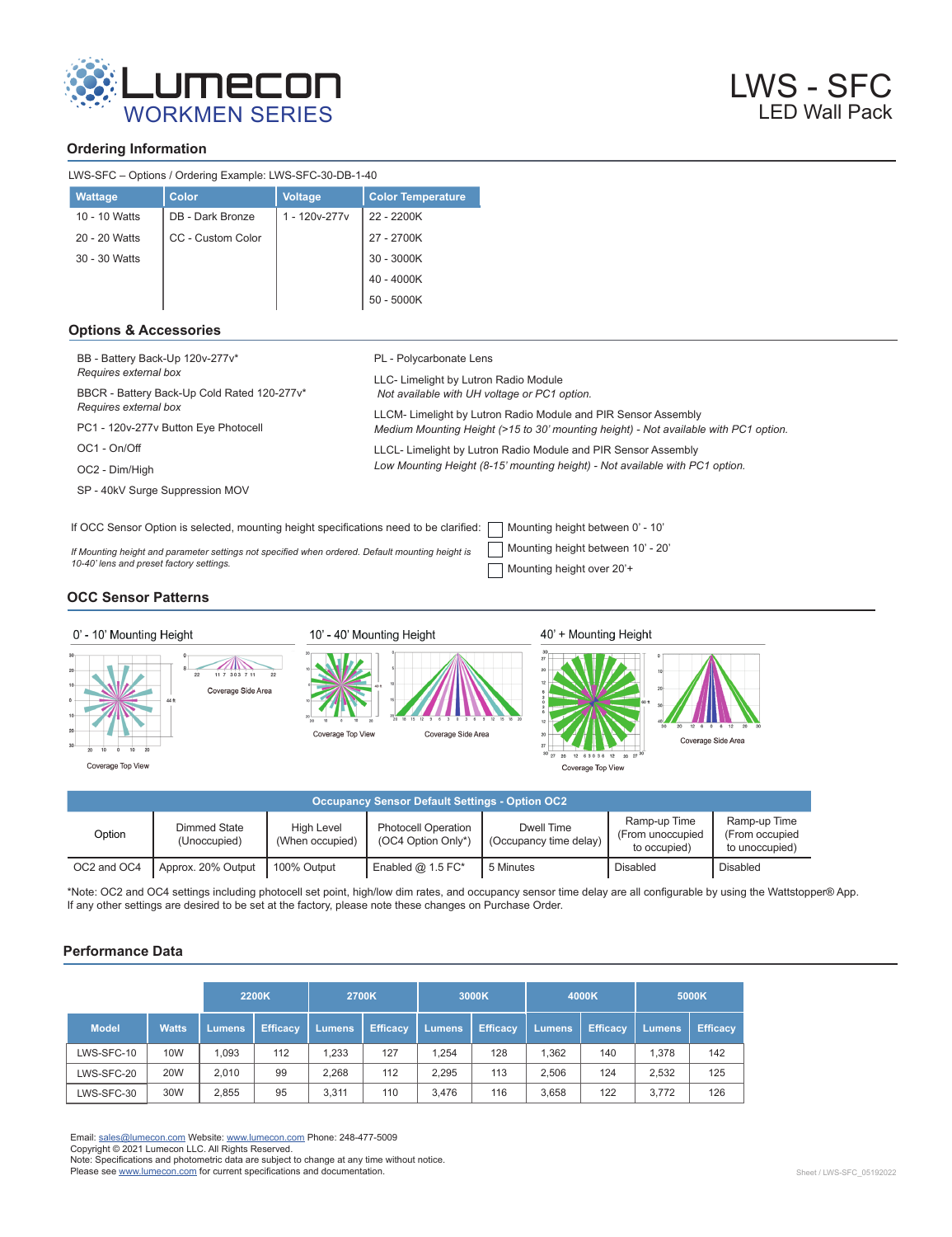# Lumecon WORKMEN SERIES

# LWS - SFC
## LED Wall Pack

## Ordering Information

LWS-SFC – Options / Ordering Example: LWS-SFC-30-DB-1-40

| Wattage | Color | Voltage | Color Temperature |
|---|---|---|---|
| 10 - 10 Watts | DB - Dark Bronze | 1 - 120v-277v | 22 - 2200K |
| 20 - 20 Watts | CC - Custom Color | | 27 - 2700K |
| 30 - 30 Watts | | | 30 - 3000K |
| | | | 40 - 4000K |
| | | | 50 - 5000K |

## Options & Accessories

BB - Battery Back-Up 120v-277v*
*Requires external box*

BBCR - Battery Back-Up Cold Rated 120-277v*
*Requires external box*

PC1 - 120v-277v Button Eye Photocell

OC1 - On/Off

OC2 - Dim/High

SP - 40kV Surge Suppression MOV

PL - Polycarbonate Lens

LLC- Limelight by Lutron Radio Module
*Not available with UH voltage or PC1 option.*

LLCM- Limelight by Lutron Radio Module and PIR Sensor Assembly
*Medium Mounting Height (>15 to 30' mounting height) - Not available with PC1 option.*

LLCL- Limelight by Lutron Radio Module and PIR Sensor Assembly
*Low Mounting Height (8-15' mounting height) - Not available with PC1 option.*

If OCC Sensor Option is selected, mounting height specifications need to be clarified:

- ☐ Mounting height between 0' - 10'
- ☐ Mounting height between 10' - 20'
- ☐ Mounting height over 20'+

*If Mounting height and parameter settings not specified when ordered. Default mounting height is 10-40' lens and preset factory settings.*

## OCC Sensor Patterns

0' - 10' Mounting Height

Coverage Top View

Coverage Side Area

10' - 40' Mounting Height

Coverage Top View

Coverage Side Area

40' + Mounting Height

Coverage Top View

Coverage Side Area

| Occupancy Sensor Default Settings - Option OC2 | | | | | | |
|---|---|---|---|---|---|---|
| Option | Dimmed State (Unoccupied) | High Level (When occupied) | Photocell Operation (OC4 Option Only*) | Dwell Time (Occupancy time delay) | Ramp-up Time (From unoccupied to occupied) | Ramp-up Time (From occupied to unoccupied) |
| OC2 and OC4 | Approx. 20% Output | 100% Output | Enabled @ 1.5 FC* | 5 Minutes | Disabled | Disabled |

*Note: OC2 and OC4 settings including photocell set point, high/low dim rates, and occupancy sensor time delay are all configurable by using the Wattstopper® App. If any other settings are desired to be set at the factory, please note these changes on Purchase Order.

## Performance Data

| | | 2200K | | 2700K | | 3000K | | 4000K | | 5000K | |
|---|---|---|---|---|---|---|---|---|---|---|---|
| Model | Watts | Lumens | Efficacy | Lumens | Efficacy | Lumens | Efficacy | Lumens | Efficacy | Lumens | Efficacy |
| LWS-SFC-10 | 10W | 1,093 | 112 | 1,233 | 127 | 1,254 | 128 | 1,362 | 140 | 1,378 | 142 |
| LWS-SFC-20 | 20W | 2,010 | 99 | 2,268 | 112 | 2,295 | 113 | 2,506 | 124 | 2,532 | 125 |
| LWS-SFC-30 | 30W | 2,855 | 95 | 3,311 | 110 | 3,476 | 116 | 3,658 | 122 | 3,772 | 126 |

Email: sales@lumecon.com Website: www.lumecon.com Phone: 248-477-5009
Copyright © 2021 Lumecon LLC. All Rights Reserved.
Note: Specifications and photometric data are subject to change at any time without notice.
Please see www.lumecon.com for current specifications and documentation.

Sheet / LWS-SFC_05192022